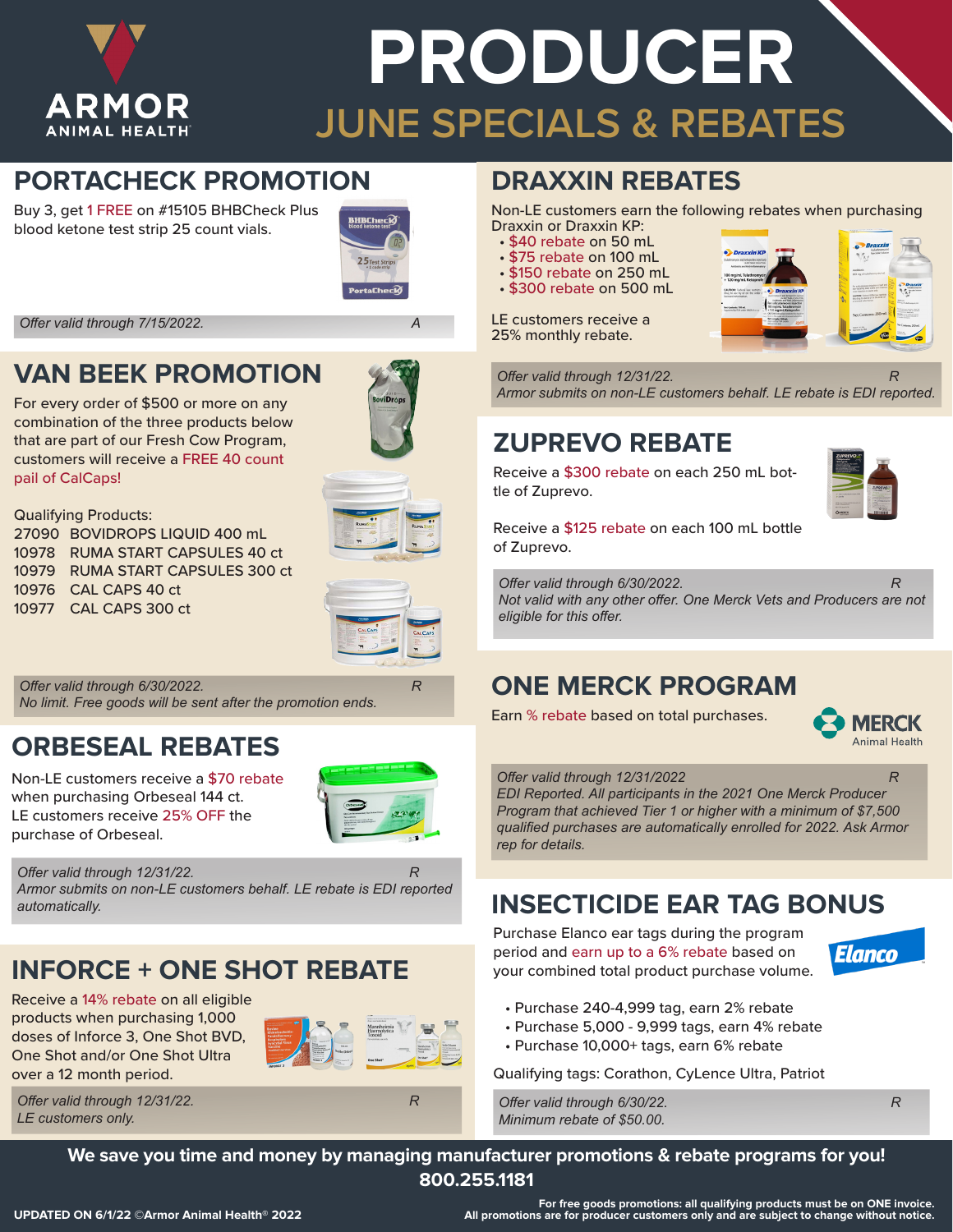# ARMOR ANIMAL HEALTH

# PRODUCER
## JUNE SPECIALS & REBATES

## PORTACHECK PROMOTION

Buy 3, get 1 FREE on #15105 BHBCheck Plus blood ketone test strip 25 count vials.

*Offer valid through 7/15/2022.* *A*

## VAN BEEK PROMOTION

For every order of $500 or more on any combination of the three products below that are part of our Fresh Cow Program, customers will receive a FREE 40 count pail of CalCaps!

Qualifying Products:
27090 BOVIDROPS LIQUID 400 mL
10978 RUMA START CAPSULES 40 ct
10979 RUMA START CAPSULES 300 ct
10976 CAL CAPS 40 ct
10977 CAL CAPS 300 ct

*Offer valid through 6/30/2022.* *R*
*No limit. Free goods will be sent after the promotion ends.*

## ORBESEAL REBATES

Non-LE customers receive a $70 rebate when purchasing Orbeseal 144 ct.
LE customers receive 25% OFF the purchase of Orbeseal.

*Offer valid through 12/31/22.* *R*
*Armor submits on non-LE customers behalf. LE rebate is EDI reported automatically.*

## INFORCE + ONE SHOT REBATE

Receive a 14% rebate on all eligible products when purchasing 1,000 doses of Inforce 3, One Shot BVD, One Shot and/or One Shot Ultra over a 12 month period.

*Offer valid through 12/31/22.* *R*
*LE customers only.*

## DRAXXIN REBATES

Non-LE customers earn the following rebates when purchasing Draxxin or Draxxin KP:

- $40 rebate on 50 mL
- $75 rebate on 100 mL
- $150 rebate on 250 mL
- $300 rebate on 500 mL

LE customers receive a 25% monthly rebate.

*Offer valid through 12/31/22.* *R*
*Armor submits on non-LE customers behalf. LE rebate is EDI reported.*

## ZUPREVO REBATE

Receive a $300 rebate on each 250 mL bottle of Zuprevo.

Receive a $125 rebate on each 100 mL bottle of Zuprevo.

*Offer valid through 6/30/2022.* *R*
*Not valid with any other offer. One Merck Vets and Producers are not eligible for this offer.*

## ONE MERCK PROGRAM

Earn % rebate based on total purchases.

MERCK Animal Health

*Offer valid through 12/31/2022* *R*
*EDI Reported. All participants in the 2021 One Merck Producer Program that achieved Tier 1 or higher with a minimum of $7,500 qualified purchases are automatically enrolled for 2022. Ask Armor rep for details.*

## INSECTICIDE EAR TAG BONUS

Purchase Elanco ear tags during the program period and earn up to a 6% rebate based on your combined total product purchase volume.

Elanco

- Purchase 240-4,999 tag, earn 2% rebate
- Purchase 5,000 - 9,999 tags, earn 4% rebate
- Purchase 10,000+ tags, earn 6% rebate

Qualifying tags: Corathon, CyLence Ultra, Patriot

*Offer valid through 6/30/22.* *R*
*Minimum rebate of $50.00.*

**We save you time and money by managing manufacturer promotions & rebate programs for you!**
**800.255.1181**

**UPDATED ON 6/1/22 ©Armor Animal Health® 2022**

**For free goods promotions: all qualifying products must be on ONE invoice.**
**All promotions are for producer customers only and are subject to change without notice.**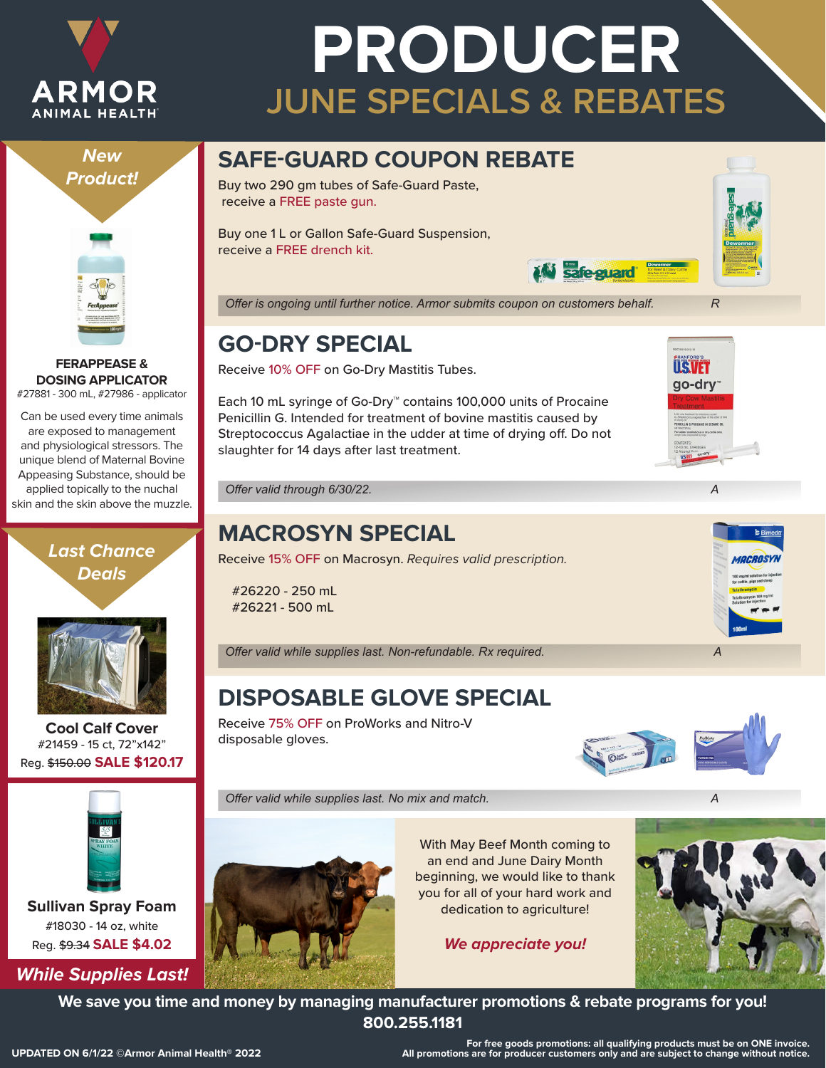# PRODUCER

## JUNE SPECIALS & REBATES

## SAFE-GUARD COUPON REBATE

Buy two 290 gm tubes of Safe-Guard Paste, receive a FREE paste gun.

Buy one 1 L or Gallon Safe-Guard Suspension, receive a FREE drench kit.

*Offer is ongoing until further notice. Armor submits coupon on customers behalf.* R

## GO-DRY SPECIAL

Receive 10% OFF on Go-Dry Mastitis Tubes.

Each 10 mL syringe of Go-Dry™ contains 100,000 units of Procaine Penicillin G. Intended for treatment of bovine mastitis caused by Streptococcus Agalactiae in the udder at time of drying off. Do not slaughter for 14 days after last treatment.

*Offer valid through 6/30/22.* A

## MACROSYN SPECIAL

Receive 15% OFF on Macrosyn. *Requires valid prescription.*

#26220 - 250 mL
#26221 - 500 mL

*Offer valid while supplies last. Non-refundable. Rx required.* A

## DISPOSABLE GLOVE SPECIAL

Receive 75% OFF on ProWorks and Nitro-V disposable gloves.

*Offer valid while supplies last. No mix and match.* A

With May Beef Month coming to an end and June Dairy Month beginning, we would like to thank you for all of your hard work and dedication to agriculture!

***We appreciate you!***

### *New Product!*

**FERAPPEASE & DOSING APPLICATOR**
#27881 - 300 mL, #27986 - applicator

Can be used every time animals are exposed to management and physiological stressors. The unique blend of Maternal Bovine Appeasing Substance, should be applied topically to the nuchal skin and the skin above the muzzle.

### *Last Chance Deals*

**Cool Calf Cover**
#21459 - 15 ct, 72"x142"
Reg. ~~$150.00~~ **SALE $120.17**

**Sullivan Spray Foam**
#18030 - 14 oz, white
Reg. ~~$9.34~~ **SALE $4.02**

***While Supplies Last!***

**We save you time and money by managing manufacturer promotions & rebate programs for you!**
**800.255.1181**

UPDATED ON 6/1/22 ©Armor Animal Health® 2022

**For free goods promotions: all qualifying products must be on ONE invoice.**
**All promotions are for producer customers only and are subject to change without notice.**